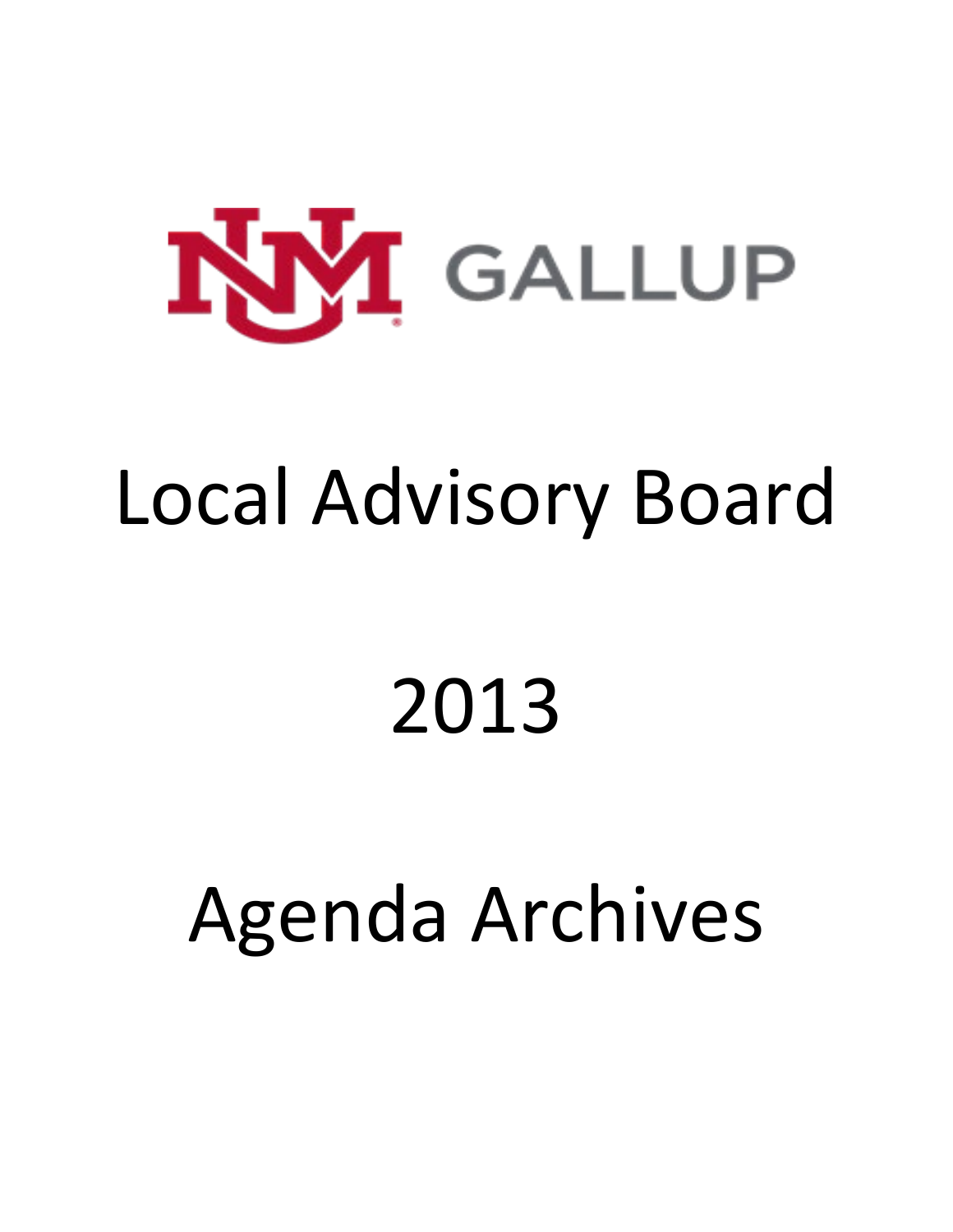UNM GALLUP

# Local Advisory Board

# 2013

# Agenda Archives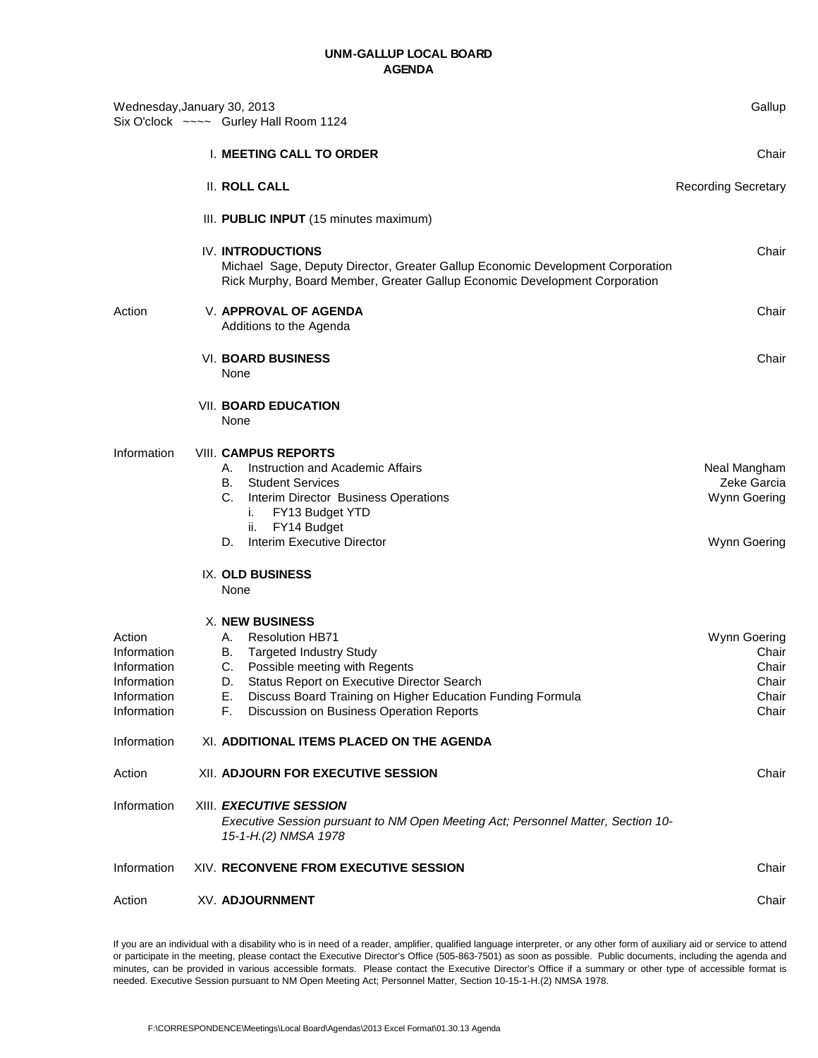# UNM-GALLUP LOCAL BOARD
## AGENDA

Wednesday, January 30, 2013 — Gallup
Six O'clock ~~~~ Gurley Hall Room 1124

| Type | Item | Presenter |
|---|---|---|
| | I. **MEETING CALL TO ORDER** | Chair |
| | II. **ROLL CALL** | Recording Secretary |
| | III. **PUBLIC INPUT** (15 minutes maximum) | |
| | IV. **INTRODUCTIONS**<br>Michael Sage, Deputy Director, Greater Gallup Economic Development Corporation<br>Rick Murphy, Board Member, Greater Gallup Economic Development Corporation | Chair |
| Action | V. **APPROVAL OF AGENDA**<br>Additions to the Agenda | Chair |
| | VI. **BOARD BUSINESS**<br>None | Chair |
| | VII. **BOARD EDUCATION**<br>None | |
| Information | VIII. **CAMPUS REPORTS** | |
| | A. Instruction and Academic Affairs | Neal Mangham |
| | B. Student Services | Zeke Garcia |
| | C. Interim Director Business Operations<br>i. FY13 Budget YTD<br>ii. FY14 Budget | Wynn Goering |
| | D. Interim Executive Director | Wynn Goering |
| | IX. **OLD BUSINESS**<br>None | |
| | X. **NEW BUSINESS** | |
| Action | A. Resolution HB71 | Wynn Goering |
| Information | B. Targeted Industry Study | Chair |
| Information | C. Possible meeting with Regents | Chair |
| Information | D. Status Report on Executive Director Search | Chair |
| Information | E. Discuss Board Training on Higher Education Funding Formula | Chair |
| Information | F. Discussion on Business Operation Reports | Chair |
| Information | XI. **ADDITIONAL ITEMS PLACED ON THE AGENDA** | |
| Action | XII. **ADJOURN FOR EXECUTIVE SESSION** | Chair |
| Information | XIII. ***EXECUTIVE SESSION***<br>*Executive Session pursuant to NM Open Meeting Act; Personnel Matter, Section 10-15-1-H.(2) NMSA 1978* | |
| Information | XIV. **RECONVENE FROM EXECUTIVE SESSION** | Chair |
| Action | XV. **ADJOURNMENT** | Chair |

If you are an individual with a disability who is in need of a reader, amplifier, qualified language interpreter, or any other form of auxiliary aid or service to attend or participate in the meeting, please contact the Executive Director's Office (505-863-7501) as soon as possible. Public documents, including the agenda and minutes, can be provided in various accessible formats. Please contact the Executive Director's Office if a summary or other type of accessible format is needed. Executive Session pursuant to NM Open Meeting Act; Personnel Matter, Section 10-15-1-H.(2) NMSA 1978.

F:\CORRESPONDENCE\Meetings\Local Board\Agendas\2013 Excel Format\01.30.13 Agenda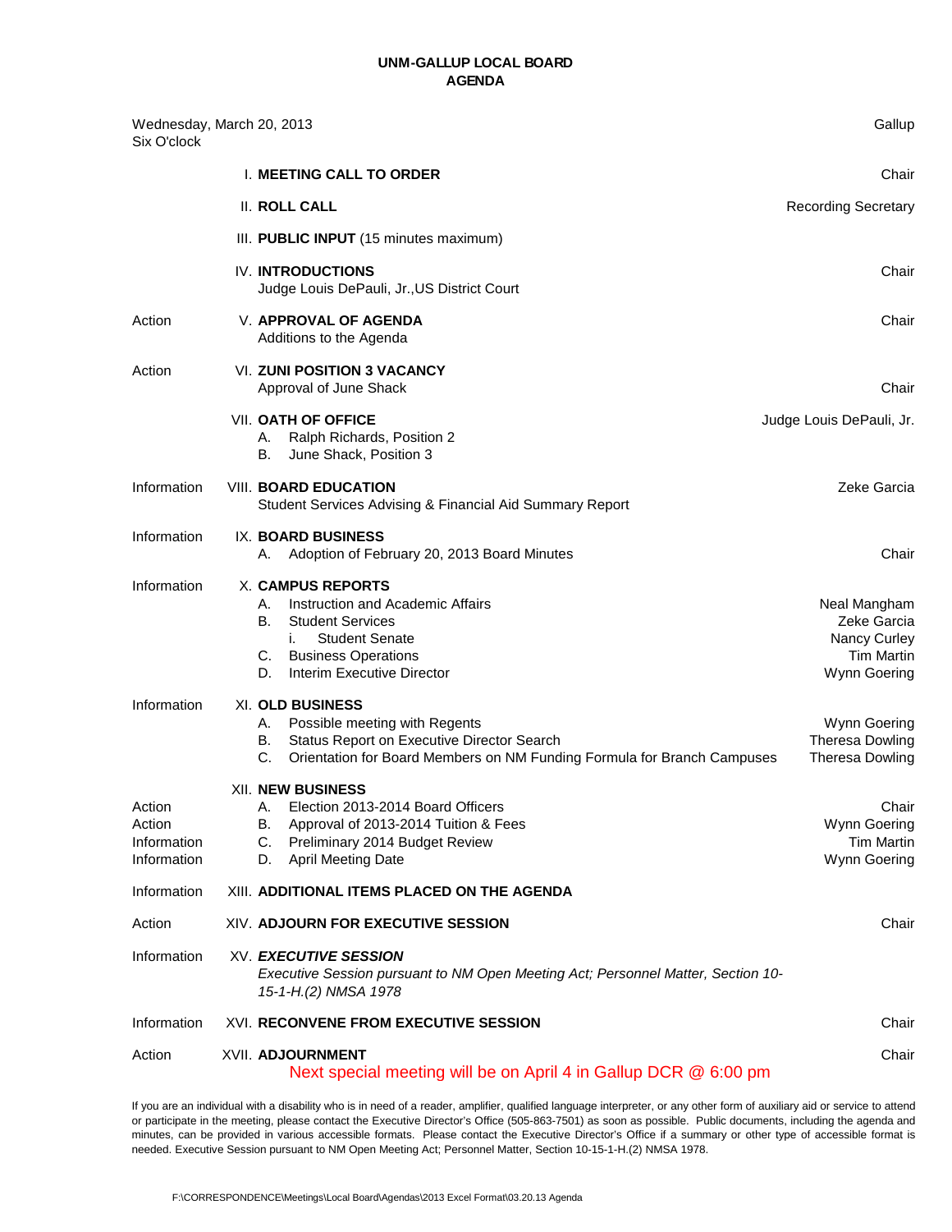# UNM-GALLUP LOCAL BOARD
## AGENDA

Wednesday, March 20, 2013 — Gallup
Six O'clock

| Type | Item | Presenter |
|---|---|---|
| | I. **MEETING CALL TO ORDER** | Chair |
| | II. **ROLL CALL** | Recording Secretary |
| | III. **PUBLIC INPUT** (15 minutes maximum) | |
| | IV. **INTRODUCTIONS**<br>Judge Louis DePauli, Jr.,US District Court | Chair |
| Action | V. **APPROVAL OF AGENDA**<br>Additions to the Agenda | Chair |
| Action | VI. **ZUNI POSITION 3 VACANCY**<br>Approval of June Shack | Chair |
| | VII. **OATH OF OFFICE**<br>A. Ralph Richards, Position 2<br>B. June Shack, Position 3 | Judge Louis DePauli, Jr. |
| Information | VIII. **BOARD EDUCATION**<br>Student Services Advising & Financial Aid Summary Report | Zeke Garcia |
| Information | IX. **BOARD BUSINESS**<br>A. Adoption of February 20, 2013 Board Minutes | Chair |
| Information | X. **CAMPUS REPORTS**<br>A. Instruction and Academic Affairs<br>B. Student Services<br>i. Student Senate<br>C. Business Operations<br>D. Interim Executive Director | <br>Neal Mangham<br>Zeke Garcia<br>Nancy Curley<br>Tim Martin<br>Wynn Goering |
| Information | XI. **OLD BUSINESS**<br>A. Possible meeting with Regents<br>B. Status Report on Executive Director Search<br>C. Orientation for Board Members on NM Funding Formula for Branch Campuses | <br>Wynn Goering<br>Theresa Dowling<br>Theresa Dowling |
| | XII. **NEW BUSINESS** | |
| Action | A. Election 2013-2014 Board Officers | Chair |
| Action | B. Approval of 2013-2014 Tuition & Fees | Wynn Goering |
| Information | C. Preliminary 2014 Budget Review | Tim Martin |
| Information | D. April Meeting Date | Wynn Goering |
| Information | XIII. **ADDITIONAL ITEMS PLACED ON THE AGENDA** | |
| Action | XIV. **ADJOURN FOR EXECUTIVE SESSION** | Chair |
| Information | XV. ***EXECUTIVE SESSION***<br>*Executive Session pursuant to NM Open Meeting Act; Personnel Matter, Section 10-15-1-H.(2) NMSA 1978* | |
| Information | XVI. **RECONVENE FROM EXECUTIVE SESSION** | Chair |
| Action | XVII. **ADJOURNMENT**<br>Next special meeting will be on April 4 in Gallup DCR @ 6:00 pm | Chair |

If you are an individual with a disability who is in need of a reader, amplifier, qualified language interpreter, or any other form of auxiliary aid or service to attend or participate in the meeting, please contact the Executive Director's Office (505-863-7501) as soon as possible. Public documents, including the agenda and minutes, can be provided in various accessible formats. Please contact the Executive Director's Office if a summary or other type of accessible format is needed. Executive Session pursuant to NM Open Meeting Act; Personnel Matter, Section 10-15-1-H.(2) NMSA 1978.

F:\CORRESPONDENCE\Meetings\Local Board\Agendas\2013 Excel Format\03.20.13 Agenda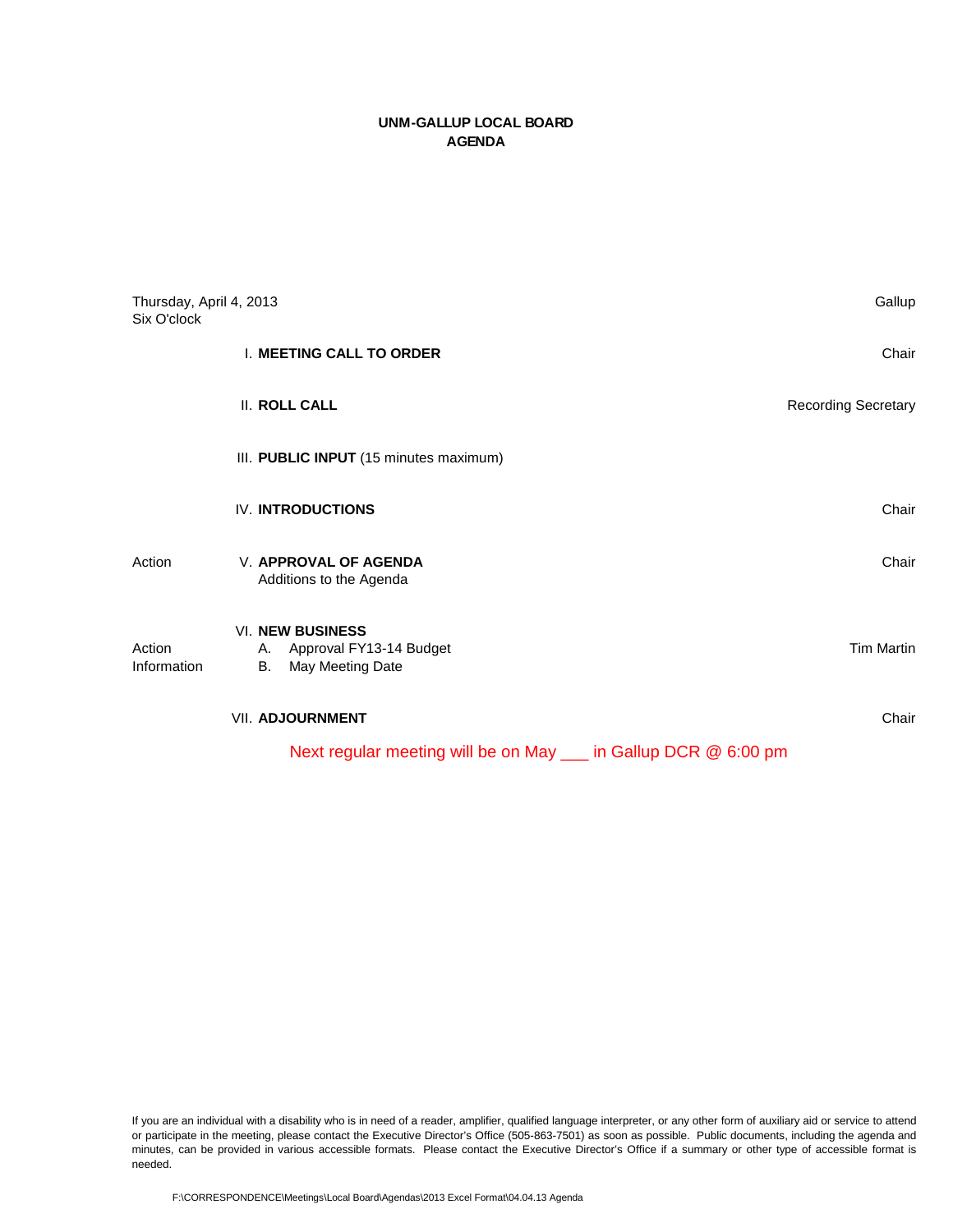**UNM-GALLUP LOCAL BOARD**
**AGENDA**

Thursday, April 4, 2013 — Gallup
Six O'clock

| | | |
|---|---|---|
| | I. **MEETING CALL TO ORDER** | Chair |
| | II. **ROLL CALL** | Recording Secretary |
| | III. **PUBLIC INPUT** (15 minutes maximum) | |
| | IV. **INTRODUCTIONS** | Chair |
| Action | V. **APPROVAL OF AGENDA**<br>Additions to the Agenda | Chair |
| | VI. **NEW BUSINESS** | |
| Action | A. Approval FY13-14 Budget | Tim Martin |
| Information | B. May Meeting Date | |
| | VII. **ADJOURNMENT** | Chair |

Next regular meeting will be on May ___ in Gallup DCR @ 6:00 pm

If you are an individual with a disability who is in need of a reader, amplifier, qualified language interpreter, or any other form of auxiliary aid or service to attend or participate in the meeting, please contact the Executive Director's Office (505-863-7501) as soon as possible. Public documents, including the agenda and minutes, can be provided in various accessible formats. Please contact the Executive Director's Office if a summary or other type of accessible format is needed.

F:\CORRESPONDENCE\Meetings\Local Board\Agendas\2013 Excel Format\04.04.13 Agenda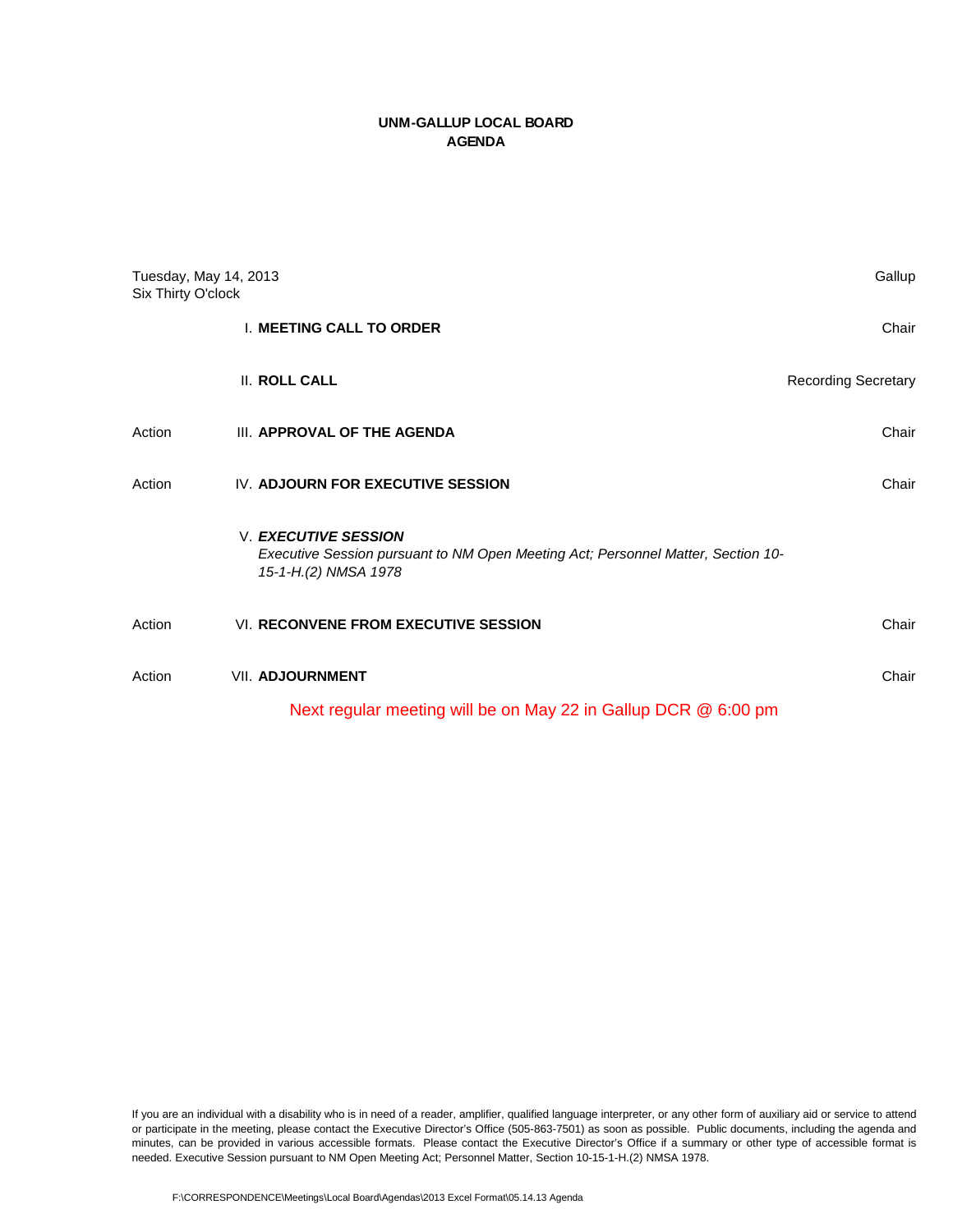# UNM-GALLUP LOCAL BOARD
# AGENDA

Tuesday, May 14, 2013 — Gallup
Six Thirty O'clock

| | | |
|---|---|---|
| | I. **MEETING CALL TO ORDER** | Chair |
| | II. **ROLL CALL** | Recording Secretary |
| Action | III. **APPROVAL OF THE AGENDA** | Chair |
| Action | IV. **ADJOURN FOR EXECUTIVE SESSION** | Chair |
| | V. ***EXECUTIVE SESSION*** *Executive Session pursuant to NM Open Meeting Act; Personnel Matter, Section 10-15-1-H.(2) NMSA 1978* | |
| Action | VI. **RECONVENE FROM EXECUTIVE SESSION** | Chair |
| Action | VII. **ADJOURNMENT** | Chair |

Next regular meeting will be on May 22 in Gallup DCR @ 6:00 pm

If you are an individual with a disability who is in need of a reader, amplifier, qualified language interpreter, or any other form of auxiliary aid or service to attend or participate in the meeting, please contact the Executive Director's Office (505-863-7501) as soon as possible. Public documents, including the agenda and minutes, can be provided in various accessible formats. Please contact the Executive Director's Office if a summary or other type of accessible format is needed. Executive Session pursuant to NM Open Meeting Act; Personnel Matter, Section 10-15-1-H.(2) NMSA 1978.

F:\CORRESPONDENCE\Meetings\Local Board\Agendas\2013 Excel Format\05.14.13 Agenda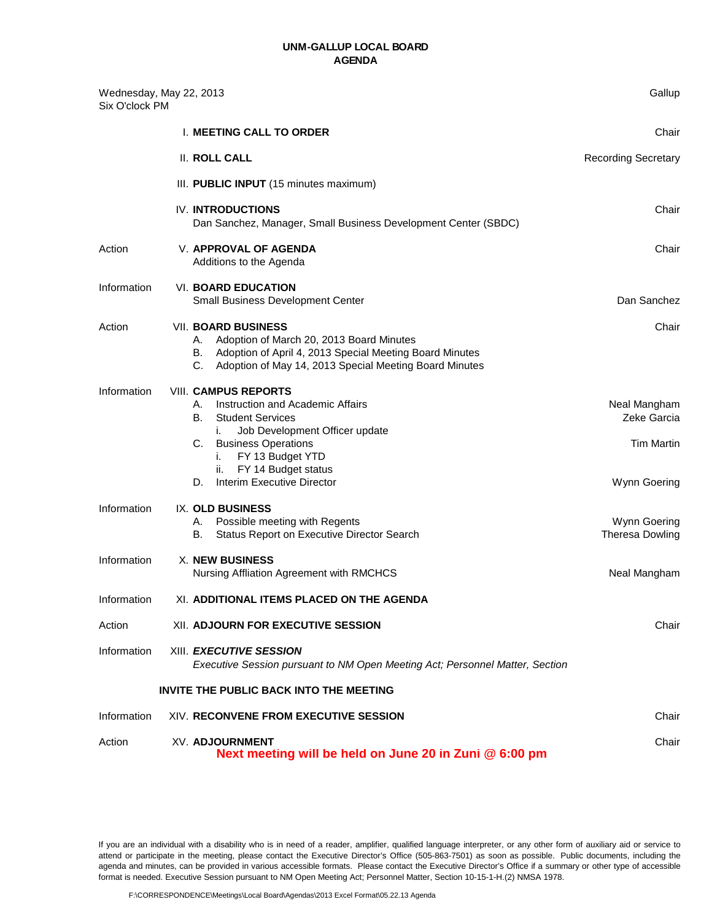# UNM-GALLUP LOCAL BOARD
## AGENDA

Wednesday, May 22, 2013 — Gallup
Six O'clock PM

| | | |
|---|---|---|
| | I. **MEETING CALL TO ORDER** | Chair |
| | II. **ROLL CALL** | Recording Secretary |
| | III. **PUBLIC INPUT** (15 minutes maximum) | |
| | IV. **INTRODUCTIONS**<br>Dan Sanchez, Manager, Small Business Development Center (SBDC) | Chair |
| Action | V. **APPROVAL OF AGENDA**<br>Additions to the Agenda | Chair |
| Information | VI. **BOARD EDUCATION**<br>Small Business Development Center | Dan Sanchez |
| Action | VII. **BOARD BUSINESS**<br>A. Adoption of March 20, 2013 Board Minutes<br>B. Adoption of April 4, 2013 Special Meeting Board Minutes<br>C. Adoption of May 14, 2013 Special Meeting Board Minutes | Chair |
| Information | VIII. **CAMPUS REPORTS**<br>A. Instruction and Academic Affairs<br>B. Student Services<br>i. Job Development Officer update<br>C. Business Operations<br>i. FY 13 Budget YTD<br>ii. FY 14 Budget status<br>D. Interim Executive Director | <br>Neal Mangham<br>Zeke Garcia<br><br>Tim Martin<br><br><br>Wynn Goering |
| Information | IX. **OLD BUSINESS**<br>A. Possible meeting with Regents<br>B. Status Report on Executive Director Search | <br>Wynn Goering<br>Theresa Dowling |
| Information | X. **NEW BUSINESS**<br>Nursing Affliation Agreement with RMCHCS | Neal Mangham |
| Information | XI. **ADDITIONAL ITEMS PLACED ON THE AGENDA** | |
| Action | XII. **ADJOURN FOR EXECUTIVE SESSION** | Chair |
| Information | XIII. ***EXECUTIVE SESSION***<br>*Executive Session pursuant to NM Open Meeting Act; Personnel Matter, Section* | |
| | **INVITE THE PUBLIC BACK INTO THE MEETING** | |
| Information | XIV. **RECONVENE FROM EXECUTIVE SESSION** | Chair |
| Action | XV. **ADJOURNMENT**<br>**Next meeting will be held on June 20 in Zuni @ 6:00 pm** | Chair |

If you are an individual with a disability who is in need of a reader, amplifier, qualified language interpreter, or any other form of auxiliary aid or service to attend or participate in the meeting, please contact the Executive Director's Office (505-863-7501) as soon as possible. Public documents, including the agenda and minutes, can be provided in various accessible formats. Please contact the Executive Director's Office if a summary or other type of accessible format is needed. Executive Session pursuant to NM Open Meeting Act; Personnel Matter, Section 10-15-1-H.(2) NMSA 1978.

F:\CORRESPONDENCE\Meetings\Local Board\Agendas\2013 Excel Format\05.22.13 Agenda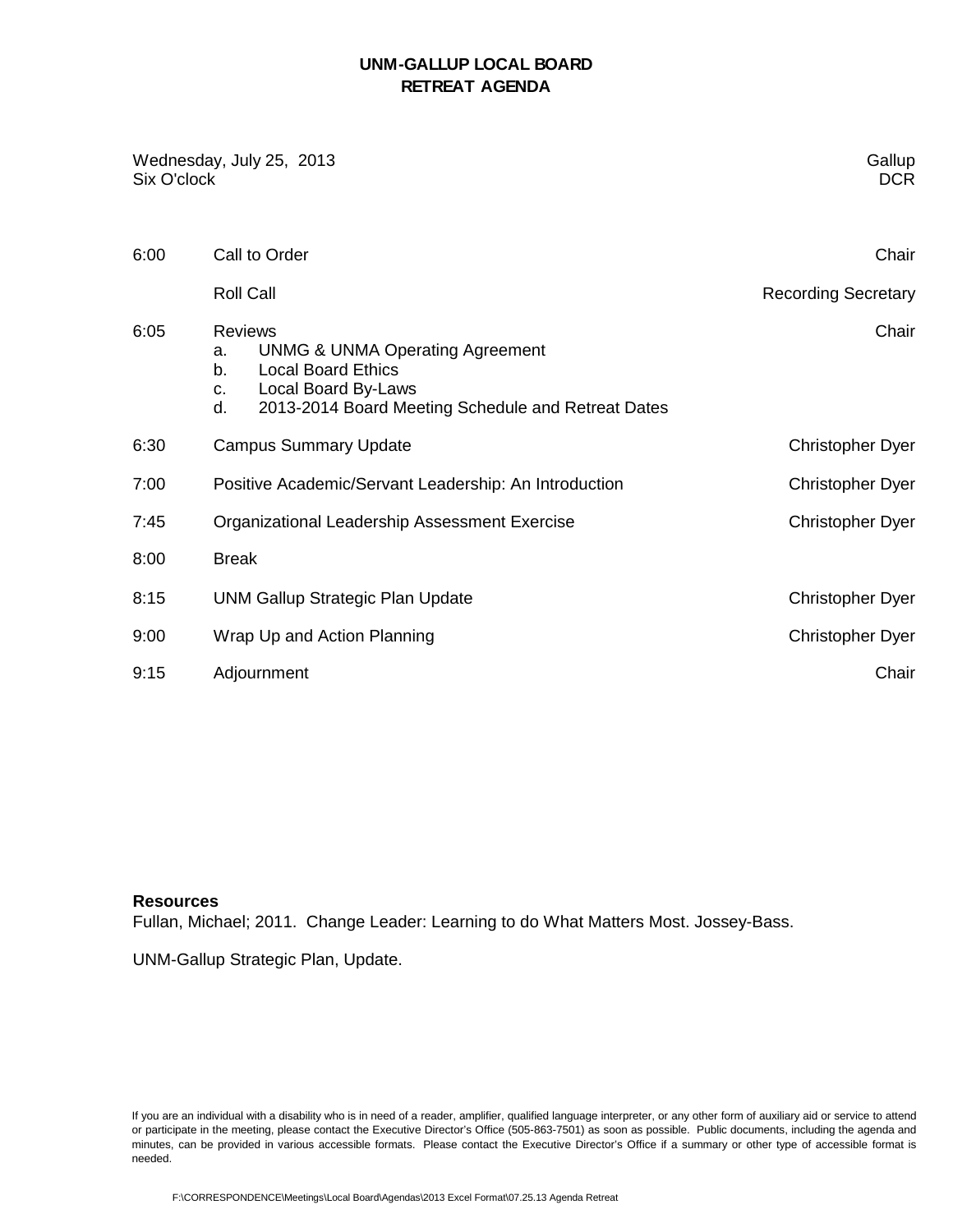# UNM-GALLUP LOCAL BOARD
## RETREAT AGENDA

| | |
|---|---|
| Wednesday, July 25, 2013 | Gallup |
| Six O'clock | DCR |

| Time | Item | Presenter |
|---|---|---|
| 6:00 | Call to Order | Chair |
| | Roll Call | Recording Secretary |
| 6:05 | Reviews<br>a. UNMG & UNMA Operating Agreement<br>b. Local Board Ethics<br>c. Local Board By-Laws<br>d. 2013-2014 Board Meeting Schedule and Retreat Dates | Chair |
| 6:30 | Campus Summary Update | Christopher Dyer |
| 7:00 | Positive Academic/Servant Leadership: An Introduction | Christopher Dyer |
| 7:45 | Organizational Leadership Assessment Exercise | Christopher Dyer |
| 8:00 | Break | |
| 8:15 | UNM Gallup Strategic Plan Update | Christopher Dyer |
| 9:00 | Wrap Up and Action Planning | Christopher Dyer |
| 9:15 | Adjournment | Chair |

**Resources**

Fullan, Michael; 2011. Change Leader: Learning to do What Matters Most. Jossey-Bass.

UNM-Gallup Strategic Plan, Update.

If you are an individual with a disability who is in need of a reader, amplifier, qualified language interpreter, or any other form of auxiliary aid or service to attend or participate in the meeting, please contact the Executive Director's Office (505-863-7501) as soon as possible. Public documents, including the agenda and minutes, can be provided in various accessible formats. Please contact the Executive Director's Office if a summary or other type of accessible format is needed.

F:\CORRESPONDENCE\Meetings\Local Board\Agendas\2013 Excel Format\07.25.13 Agenda Retreat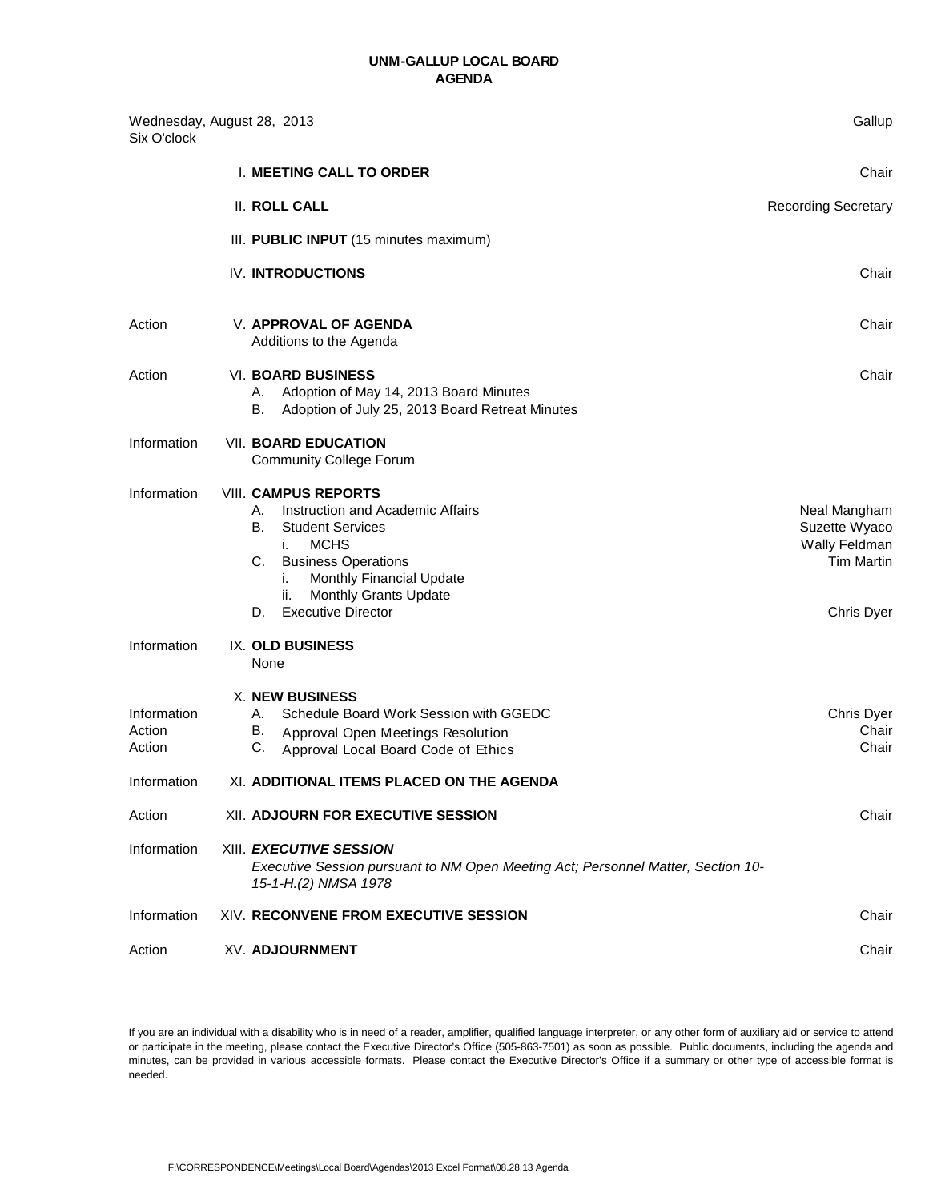# UNM-GALLUP LOCAL BOARD
## AGENDA

Wednesday, August 28, 2013
Six O'clock

Gallup

| Type | Item | Presenter |
|---|---|---|
| | I. **MEETING CALL TO ORDER** | Chair |
| | II. **ROLL CALL** | Recording Secretary |
| | III. **PUBLIC INPUT** (15 minutes maximum) | |
| | IV. **INTRODUCTIONS** | Chair |
| Action | V. **APPROVAL OF AGENDA**<br>Additions to the Agenda | Chair |
| Action | VI. **BOARD BUSINESS**<br>A. Adoption of May 14, 2013 Board Minutes<br>B. Adoption of July 25, 2013 Board Retreat Minutes | Chair |
| Information | VII. **BOARD EDUCATION**<br>Community College Forum | |
| Information | VIII. **CAMPUS REPORTS** | |
| | A. Instruction and Academic Affairs | Neal Mangham |
| | B. Student Services | Suzette Wyaco |
| | i. MCHS | Wally Feldman |
| | C. Business Operations<br>i. Monthly Financial Update<br>ii. Monthly Grants Update | Tim Martin |
| | D. Executive Director | Chris Dyer |
| Information | IX. **OLD BUSINESS**<br>None | |
| | X. **NEW BUSINESS** | |
| Information | A. Schedule Board Work Session with GGEDC | Chris Dyer |
| Action | B. Approval Open Meetings Resolution | Chair |
| Action | C. Approval Local Board Code of Ethics | Chair |
| Information | XI. **ADDITIONAL ITEMS PLACED ON THE AGENDA** | |
| Action | XII. **ADJOURN FOR EXECUTIVE SESSION** | Chair |
| Information | XIII. ***EXECUTIVE SESSION***<br>*Executive Session pursuant to NM Open Meeting Act; Personnel Matter, Section 10-15-1-H.(2) NMSA 1978* | |
| Information | XIV. **RECONVENE FROM EXECUTIVE SESSION** | Chair |
| Action | XV. **ADJOURNMENT** | Chair |

If you are an individual with a disability who is in need of a reader, amplifier, qualified language interpreter, or any other form of auxiliary aid or service to attend or participate in the meeting, please contact the Executive Director's Office (505-863-7501) as soon as possible. Public documents, including the agenda and minutes, can be provided in various accessible formats. Please contact the Executive Director's Office if a summary or other type of accessible format is needed.

F:\CORRESPONDENCE\Meetings\Local Board\Agendas\2013 Excel Format\08.28.13 Agenda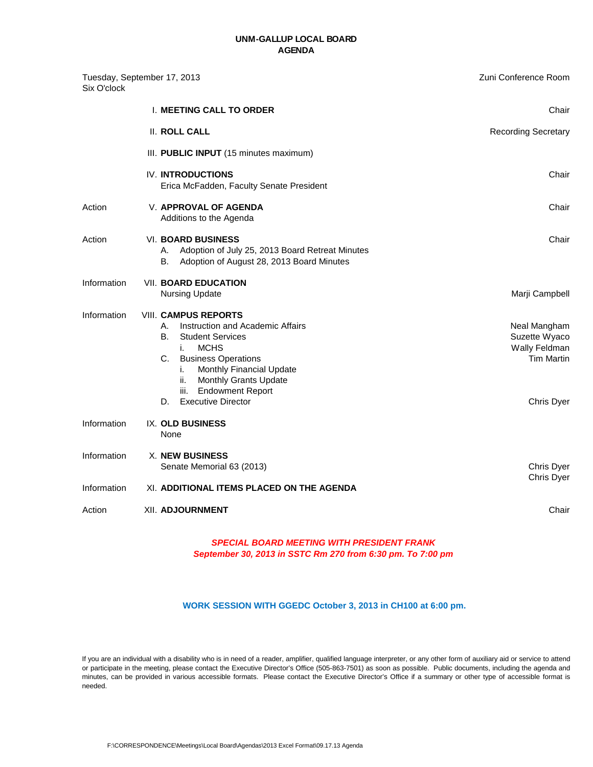# UNM-GALLUP LOCAL BOARD
# AGENDA

Tuesday, September 17, 2013 — Zuni Conference Room
Six O'clock

| | | |
|---|---|---|
| | I. **MEETING CALL TO ORDER** | Chair |
| | II. **ROLL CALL** | Recording Secretary |
| | III. **PUBLIC INPUT** (15 minutes maximum) | |
| | IV. **INTRODUCTIONS**<br>Erica McFadden, Faculty Senate President | Chair |
| Action | V. **APPROVAL OF AGENDA**<br>Additions to the Agenda | Chair |
| Action | VI. **BOARD BUSINESS**<br>A. Adoption of July 25, 2013 Board Retreat Minutes<br>B. Adoption of August 28, 2013 Board Minutes | Chair |
| Information | VII. **BOARD EDUCATION**<br>Nursing Update | Marji Campbell |
| Information | VIII. **CAMPUS REPORTS**<br>A. Instruction and Academic Affairs<br>B. Student Services<br>i. MCHS<br>C. Business Operations<br>i. Monthly Financial Update<br>ii. Monthly Grants Update<br>iii. Endowment Report<br>D. Executive Director | Neal Mangham<br>Suzette Wyaco<br>Wally Feldman<br>Tim Martin<br><br><br><br>Chris Dyer |
| Information | IX. **OLD BUSINESS**<br>None | |
| Information | X. **NEW BUSINESS**<br>Senate Memorial 63 (2013) | Chris Dyer<br>Chris Dyer |
| Information | XI. **ADDITIONAL ITEMS PLACED ON THE AGENDA** | |
| Action | XII. **ADJOURNMENT** | Chair |

***SPECIAL BOARD MEETING WITH PRESIDENT FRANK***
***September 30, 2013 in SSTC Rm 270 from 6:30 pm. To 7:00 pm***

**WORK SESSION WITH GGEDC October 3, 2013 in CH100 at 6:00 pm.**

If you are an individual with a disability who is in need of a reader, amplifier, qualified language interpreter, or any other form of auxiliary aid or service to attend or participate in the meeting, please contact the Executive Director's Office (505-863-7501) as soon as possible. Public documents, including the agenda and minutes, can be provided in various accessible formats. Please contact the Executive Director's Office if a summary or other type of accessible format is needed.

F:\CORRESPONDENCE\Meetings\Local Board\Agendas\2013 Excel Format\09.17.13 Agenda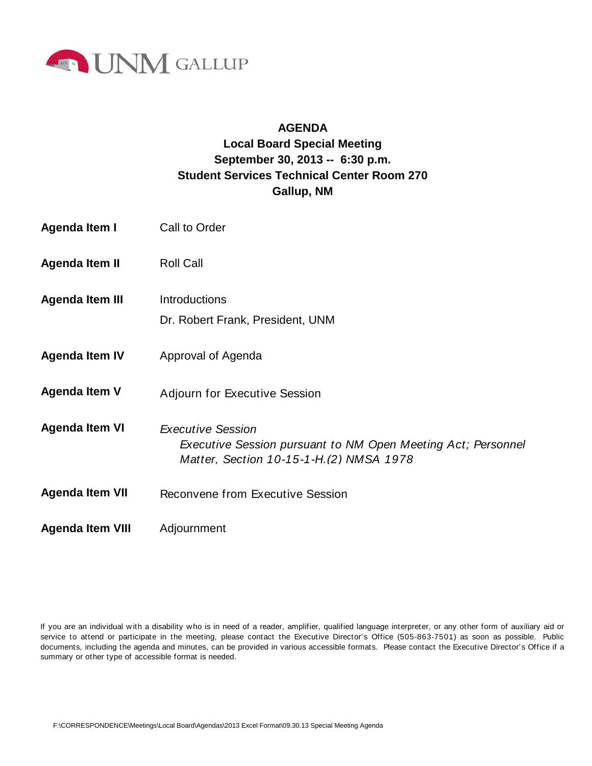UNM GALLUP

# AGENDA

## Local Board Special Meeting
## September 30, 2013 -- 6:30 p.m.
## Student Services Technical Center Room 270
## Gallup, NM

| | |
|---|---|
| **Agenda Item I** | Call to Order |
| **Agenda Item II** | Roll Call |
| **Agenda Item III** | Introductions<br>Dr. Robert Frank, President, UNM |
| **Agenda Item IV** | Approval of Agenda |
| **Agenda Item V** | Adjourn for Executive Session |
| **Agenda Item VI** | *Executive Session*<br>*Executive Session pursuant to NM Open Meeting Act; Personnel Matter, Section 10-15-1-H.(2) NMSA 1978* |
| **Agenda Item VII** | Reconvene from Executive Session |
| **Agenda Item VIII** | Adjournment |

If you are an individual with a disability who is in need of a reader, amplifier, qualified language interpreter, or any other form of auxiliary aid or service to attend or participate in the meeting, please contact the Executive Director's Office (505-863-7501) as soon as possible. Public documents, including the agenda and minutes, can be provided in various accessible formats. Please contact the Executive Director's Office if a summary or other type of accessible format is needed.

F:\CORRESPONDENCE\Meetings\Local Board\Agendas\2013 Excel Format\09.30.13 Special Meeting Agenda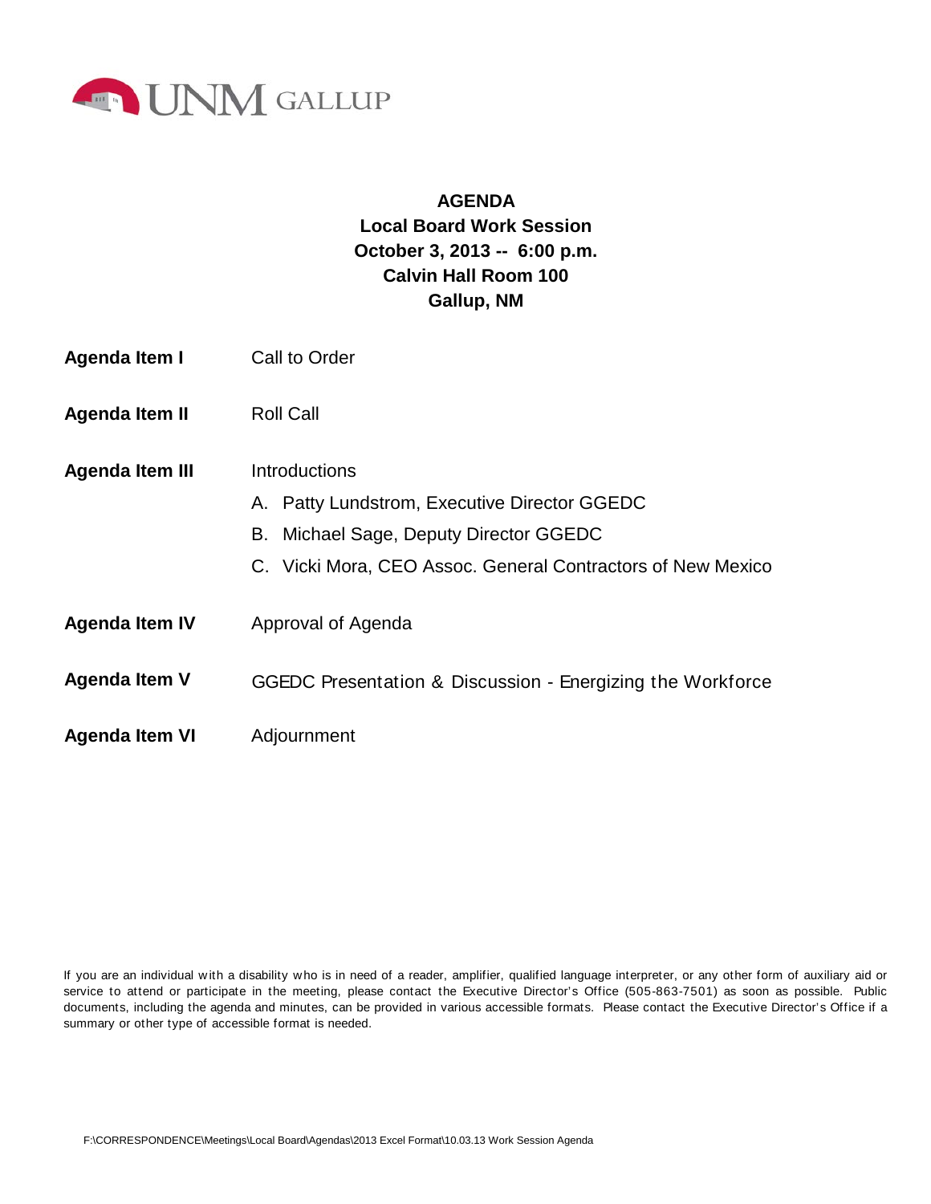UNM GALLUP

# AGENDA
## Local Board Work Session
## October 3, 2013 -- 6:00 p.m.
## Calvin Hall Room 100
## Gallup, NM

**Agenda Item I** Call to Order

**Agenda Item II** Roll Call

**Agenda Item III** Introductions

A. Patty Lundstrom, Executive Director GGEDC

B. Michael Sage, Deputy Director GGEDC

C. Vicki Mora, CEO Assoc. General Contractors of New Mexico

**Agenda Item IV** Approval of Agenda

**Agenda Item V** GGEDC Presentation & Discussion - Energizing the Workforce

**Agenda Item VI** Adjournment

If you are an individual with a disability who is in need of a reader, amplifier, qualified language interpreter, or any other form of auxiliary aid or service to attend or participate in the meeting, please contact the Executive Director's Office (505-863-7501) as soon as possible. Public documents, including the agenda and minutes, can be provided in various accessible formats. Please contact the Executive Director's Office if a summary or other type of accessible format is needed.

F:\CORRESPONDENCE\Meetings\Local Board\Agendas\2013 Excel Format\10.03.13 Work Session Agenda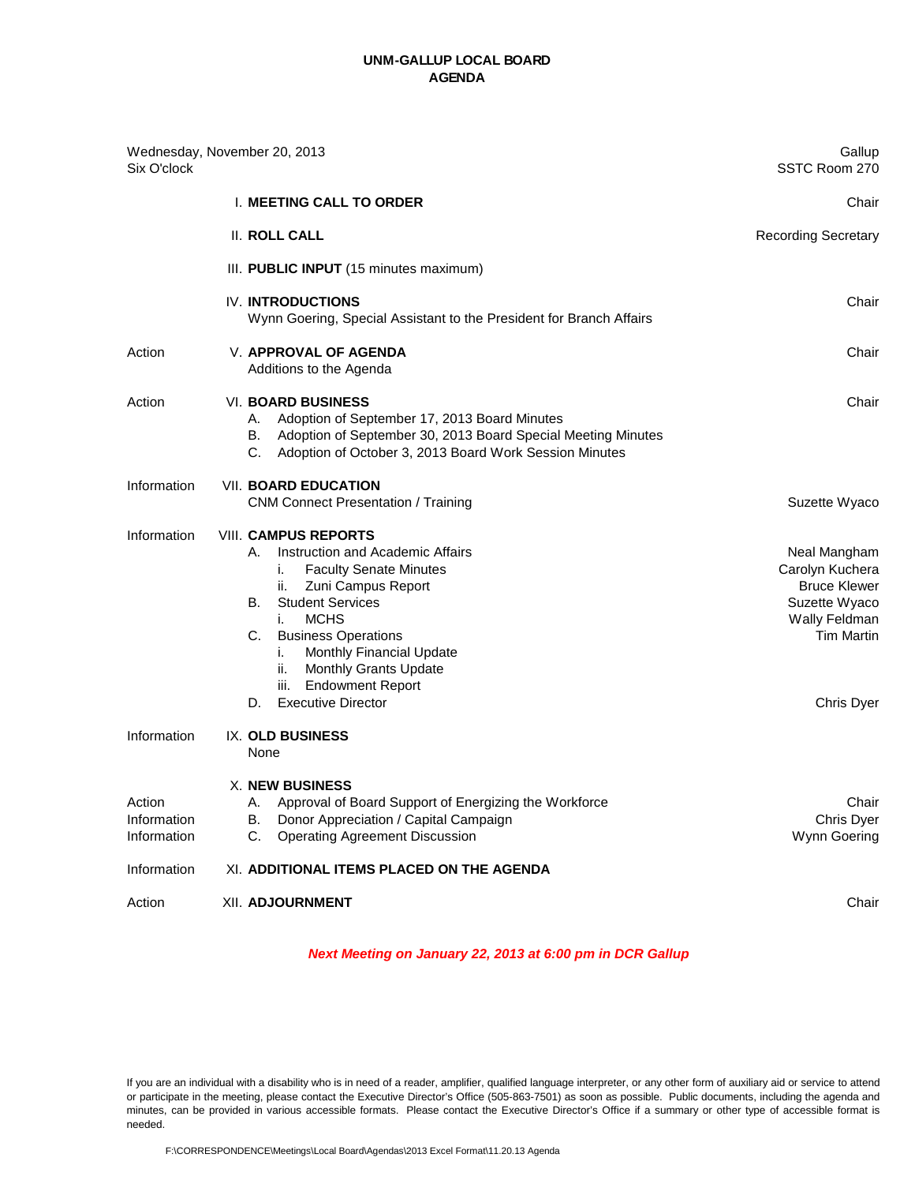# UNM-GALLUP LOCAL BOARD
# AGENDA

Wednesday, November 20, 2013 — Gallup
Six O'clock — SSTC Room 270

| | | |
|---|---|---|
| | **I. MEETING CALL TO ORDER** | Chair |
| | **II. ROLL CALL** | Recording Secretary |
| | **III. PUBLIC INPUT** (15 minutes maximum) | |
| | **IV. INTRODUCTIONS**<br>Wynn Goering, Special Assistant to the President for Branch Affairs | Chair |
| Action | **V. APPROVAL OF AGENDA**<br>Additions to the Agenda | Chair |
| Action | **VI. BOARD BUSINESS**<br>A. Adoption of September 17, 2013 Board Minutes<br>B. Adoption of September 30, 2013 Board Special Meeting Minutes<br>C. Adoption of October 3, 2013 Board Work Session Minutes | Chair |
| Information | **VII. BOARD EDUCATION**<br>CNM Connect Presentation / Training | Suzette Wyaco |
| Information | **VIII. CAMPUS REPORTS**<br>A. Instruction and Academic Affairs<br>i. Faculty Senate Minutes<br>ii. Zuni Campus Report<br>B. Student Services<br>i. MCHS<br>C. Business Operations<br>i. Monthly Financial Update<br>ii. Monthly Grants Update<br>iii. Endowment Report<br>D. Executive Director | Neal Mangham<br>Carolyn Kuchera<br>Bruce Klewer<br>Suzette Wyaco<br>Wally Feldman<br>Tim Martin<br><br><br><br>Chris Dyer |
| Information | **IX. OLD BUSINESS**<br>None | |
| | **X. NEW BUSINESS** | |
| Action | A. Approval of Board Support of Energizing the Workforce | Chair |
| Information | B. Donor Appreciation / Capital Campaign | Chris Dyer |
| Information | C. Operating Agreement Discussion | Wynn Goering |
| Information | **XI. ADDITIONAL ITEMS PLACED ON THE AGENDA** | |
| Action | **XII. ADJOURNMENT** | Chair |

***Next Meeting on January 22, 2013 at 6:00 pm in DCR Gallup***

If you are an individual with a disability who is in need of a reader, amplifier, qualified language interpreter, or any other form of auxiliary aid or service to attend or participate in the meeting, please contact the Executive Director's Office (505-863-7501) as soon as possible. Public documents, including the agenda and minutes, can be provided in various accessible formats. Please contact the Executive Director's Office if a summary or other type of accessible format is needed.

F:\CORRESPONDENCE\Meetings\Local Board\Agendas\2013 Excel Format\11.20.13 Agenda